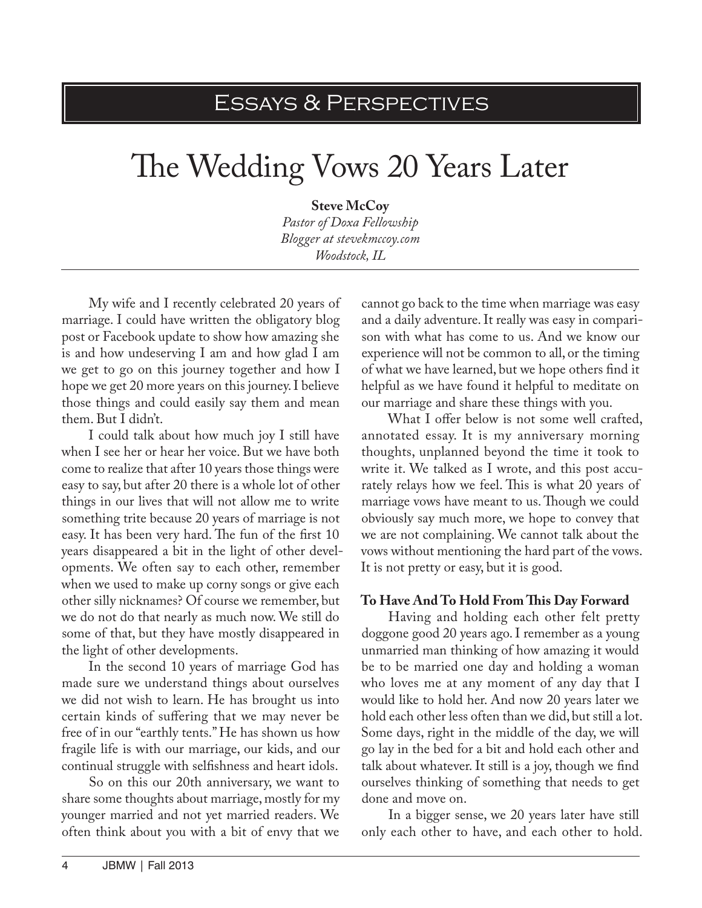# Essays & Perspectives

# The Wedding Vows 20 Years Later

**Steve McCoy**
*Pastor of Doxa Fellowship*
*Blogger at stevekmccoy.com*
*Woodstock, IL*

My wife and I recently celebrated 20 years of marriage. I could have written the obligatory blog post or Facebook update to show how amazing she is and how undeserving I am and how glad I am we get to go on this journey together and how I hope we get 20 more years on this journey. I believe those things and could easily say them and mean them. But I didn't.

I could talk about how much joy I still have when I see her or hear her voice. But we have both come to realize that after 10 years those things were easy to say, but after 20 there is a whole lot of other things in our lives that will not allow me to write something trite because 20 years of marriage is not easy. It has been very hard. The fun of the first 10 years disappeared a bit in the light of other developments. We often say to each other, remember when we used to make up corny songs or give each other silly nicknames? Of course we remember, but we do not do that nearly as much now. We still do some of that, but they have mostly disappeared in the light of other developments.

In the second 10 years of marriage God has made sure we understand things about ourselves we did not wish to learn. He has brought us into certain kinds of suffering that we may never be free of in our "earthly tents." He has shown us how fragile life is with our marriage, our kids, and our continual struggle with selfishness and heart idols.

So on this our 20th anniversary, we want to share some thoughts about marriage, mostly for my younger married and not yet married readers. We often think about you with a bit of envy that we cannot go back to the time when marriage was easy and a daily adventure. It really was easy in comparison with what has come to us. And we know our experience will not be common to all, or the timing of what we have learned, but we hope others find it helpful as we have found it helpful to meditate on our marriage and share these things with you.

What I offer below is not some well crafted, annotated essay. It is my anniversary morning thoughts, unplanned beyond the time it took to write it. We talked as I wrote, and this post accurately relays how we feel. This is what 20 years of marriage vows have meant to us. Though we could obviously say much more, we hope to convey that we are not complaining. We cannot talk about the vows without mentioning the hard part of the vows. It is not pretty or easy, but it is good.

**To Have And To Hold From This Day Forward**

Having and holding each other felt pretty doggone good 20 years ago. I remember as a young unmarried man thinking of how amazing it would be to be married one day and holding a woman who loves me at any moment of any day that I would like to hold her. And now 20 years later we hold each other less often than we did, but still a lot. Some days, right in the middle of the day, we will go lay in the bed for a bit and hold each other and talk about whatever. It still is a joy, though we find ourselves thinking of something that needs to get done and move on.

In a bigger sense, we 20 years later have still only each other to have, and each other to hold.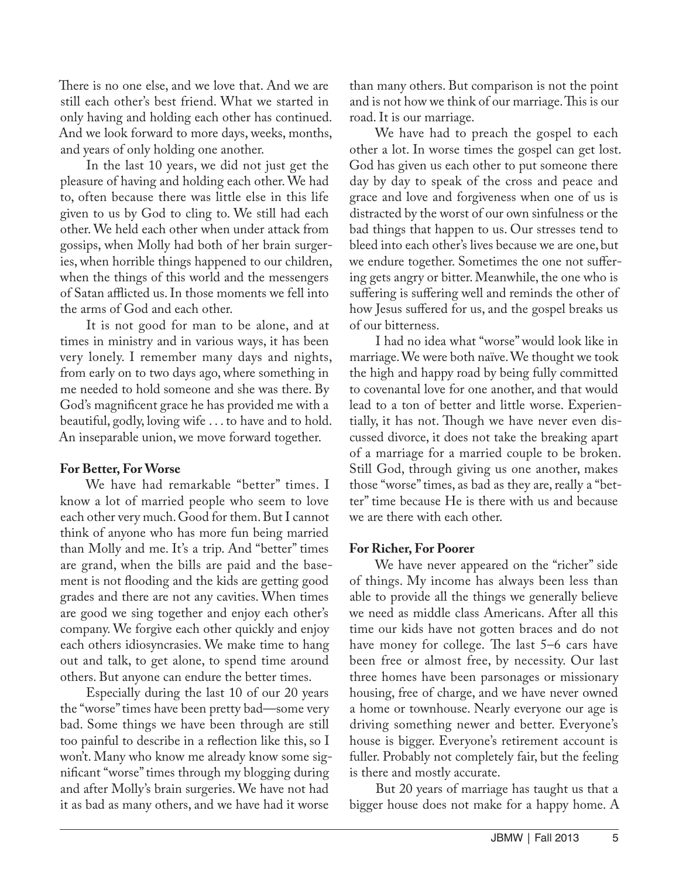There is no one else, and we love that. And we are still each other's best friend. What we started in only having and holding each other has continued. And we look forward to more days, weeks, months, and years of only holding one another.

In the last 10 years, we did not just get the pleasure of having and holding each other. We had to, often because there was little else in this life given to us by God to cling to. We still had each other. We held each other when under attack from gossips, when Molly had both of her brain surgeries, when horrible things happened to our children, when the things of this world and the messengers of Satan afflicted us. In those moments we fell into the arms of God and each other.

It is not good for man to be alone, and at times in ministry and in various ways, it has been very lonely. I remember many days and nights, from early on to two days ago, where something in me needed to hold someone and she was there. By God's magnificent grace he has provided me with a beautiful, godly, loving wife . . . to have and to hold. An inseparable union, we move forward together.

**For Better, For Worse**

We have had remarkable "better" times. I know a lot of married people who seem to love each other very much. Good for them. But I cannot think of anyone who has more fun being married than Molly and me. It's a trip. And "better" times are grand, when the bills are paid and the basement is not flooding and the kids are getting good grades and there are not any cavities. When times are good we sing together and enjoy each other's company. We forgive each other quickly and enjoy each others idiosyncrasies. We make time to hang out and talk, to get alone, to spend time around others. But anyone can endure the better times.

Especially during the last 10 of our 20 years the "worse" times have been pretty bad—some very bad. Some things we have been through are still too painful to describe in a reflection like this, so I won't. Many who know me already know some significant "worse" times through my blogging during and after Molly's brain surgeries. We have not had it as bad as many others, and we have had it worse than many others. But comparison is not the point and is not how we think of our marriage. This is our road. It is our marriage.

We have had to preach the gospel to each other a lot. In worse times the gospel can get lost. God has given us each other to put someone there day by day to speak of the cross and peace and grace and love and forgiveness when one of us is distracted by the worst of our own sinfulness or the bad things that happen to us. Our stresses tend to bleed into each other's lives because we are one, but we endure together. Sometimes the one not suffering gets angry or bitter. Meanwhile, the one who is suffering is suffering well and reminds the other of how Jesus suffered for us, and the gospel breaks us of our bitterness.

I had no idea what "worse" would look like in marriage. We were both naïve. We thought we took the high and happy road by being fully committed to covenantal love for one another, and that would lead to a ton of better and little worse. Experientially, it has not. Though we have never even discussed divorce, it does not take the breaking apart of a marriage for a married couple to be broken. Still God, through giving us one another, makes those "worse" times, as bad as they are, really a "better" time because He is there with us and because we are there with each other.

**For Richer, For Poorer**

We have never appeared on the "richer" side of things. My income has always been less than able to provide all the things we generally believe we need as middle class Americans. After all this time our kids have not gotten braces and do not have money for college. The last 5–6 cars have been free or almost free, by necessity. Our last three homes have been parsonages or missionary housing, free of charge, and we have never owned a home or townhouse. Nearly everyone our age is driving something newer and better. Everyone's house is bigger. Everyone's retirement account is fuller. Probably not completely fair, but the feeling is there and mostly accurate.

But 20 years of marriage has taught us that a bigger house does not make for a happy home. A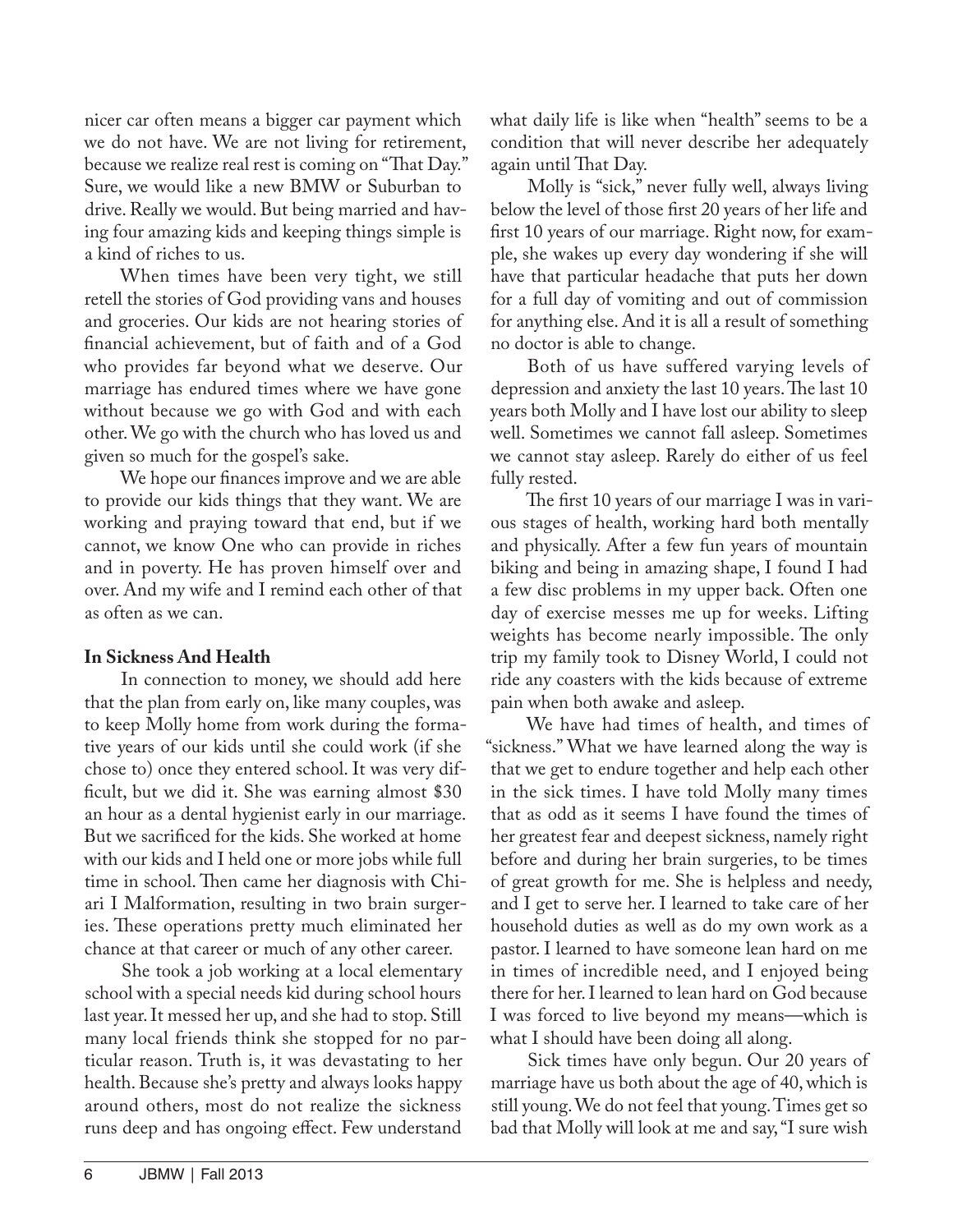nicer car often means a bigger car payment which we do not have. We are not living for retirement, because we realize real rest is coming on "That Day." Sure, we would like a new BMW or Suburban to drive. Really we would. But being married and having four amazing kids and keeping things simple is a kind of riches to us.

When times have been very tight, we still retell the stories of God providing vans and houses and groceries. Our kids are not hearing stories of financial achievement, but of faith and of a God who provides far beyond what we deserve. Our marriage has endured times where we have gone without because we go with God and with each other. We go with the church who has loved us and given so much for the gospel's sake.

We hope our finances improve and we are able to provide our kids things that they want. We are working and praying toward that end, but if we cannot, we know One who can provide in riches and in poverty. He has proven himself over and over. And my wife and I remind each other of that as often as we can.

**In Sickness And Health**

In connection to money, we should add here that the plan from early on, like many couples, was to keep Molly home from work during the formative years of our kids until she could work (if she chose to) once they entered school. It was very difficult, but we did it. She was earning almost $30 an hour as a dental hygienist early in our marriage. But we sacrificed for the kids. She worked at home with our kids and I held one or more jobs while full time in school. Then came her diagnosis with Chiari I Malformation, resulting in two brain surgeries. These operations pretty much eliminated her chance at that career or much of any other career.

She took a job working at a local elementary school with a special needs kid during school hours last year. It messed her up, and she had to stop. Still many local friends think she stopped for no particular reason. Truth is, it was devastating to her health. Because she's pretty and always looks happy around others, most do not realize the sickness runs deep and has ongoing effect. Few understand what daily life is like when "health" seems to be a condition that will never describe her adequately again until That Day.

Molly is "sick," never fully well, always living below the level of those first 20 years of her life and first 10 years of our marriage. Right now, for example, she wakes up every day wondering if she will have that particular headache that puts her down for a full day of vomiting and out of commission for anything else. And it is all a result of something no doctor is able to change.

Both of us have suffered varying levels of depression and anxiety the last 10 years. The last 10 years both Molly and I have lost our ability to sleep well. Sometimes we cannot fall asleep. Sometimes we cannot stay asleep. Rarely do either of us feel fully rested.

The first 10 years of our marriage I was in various stages of health, working hard both mentally and physically. After a few fun years of mountain biking and being in amazing shape, I found I had a few disc problems in my upper back. Often one day of exercise messes me up for weeks. Lifting weights has become nearly impossible. The only trip my family took to Disney World, I could not ride any coasters with the kids because of extreme pain when both awake and asleep.

We have had times of health, and times of "sickness." What we have learned along the way is that we get to endure together and help each other in the sick times. I have told Molly many times that as odd as it seems I have found the times of her greatest fear and deepest sickness, namely right before and during her brain surgeries, to be times of great growth for me. She is helpless and needy, and I get to serve her. I learned to take care of her household duties as well as do my own work as a pastor. I learned to have someone lean hard on me in times of incredible need, and I enjoyed being there for her. I learned to lean hard on God because I was forced to live beyond my means—which is what I should have been doing all along.

Sick times have only begun. Our 20 years of marriage have us both about the age of 40, which is still young. We do not feel that young. Times get so bad that Molly will look at me and say, "I sure wish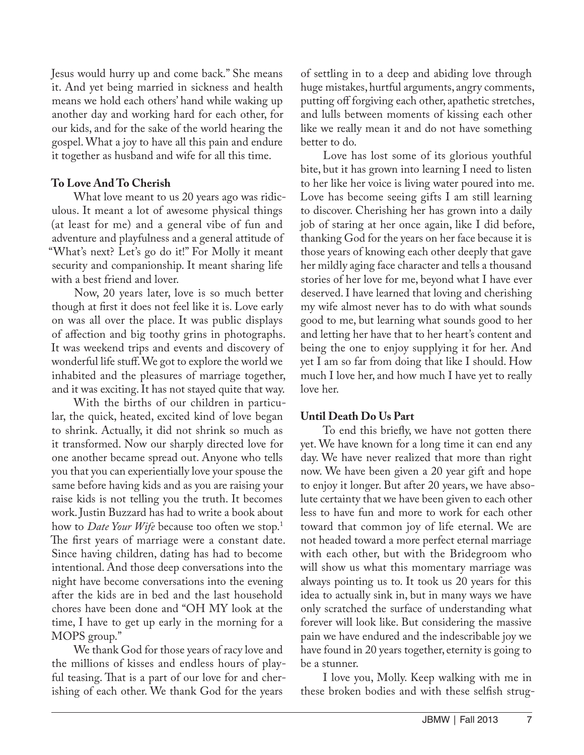Jesus would hurry up and come back." She means it. And yet being married in sickness and health means we hold each others' hand while waking up another day and working hard for each other, for our kids, and for the sake of the world hearing the gospel. What a joy to have all this pain and endure it together as husband and wife for all this time.

**To Love And To Cherish**

What love meant to us 20 years ago was ridiculous. It meant a lot of awesome physical things (at least for me) and a general vibe of fun and adventure and playfulness and a general attitude of "What's next? Let's go do it!" For Molly it meant security and companionship. It meant sharing life with a best friend and lover.

Now, 20 years later, love is so much better though at first it does not feel like it is. Love early on was all over the place. It was public displays of affection and big toothy grins in photographs. It was weekend trips and events and discovery of wonderful life stuff. We got to explore the world we inhabited and the pleasures of marriage together, and it was exciting. It has not stayed quite that way.

With the births of our children in particular, the quick, heated, excited kind of love began to shrink. Actually, it did not shrink so much as it transformed. Now our sharply directed love for one another became spread out. Anyone who tells you that you can experientially love your spouse the same before having kids and as you are raising your raise kids is not telling you the truth. It becomes work. Justin Buzzard has had to write a book about how to *Date Your Wife* because too often we stop.[1] The first years of marriage were a constant date. Since having children, dating has had to become intentional. And those deep conversations into the night have become conversations into the evening after the kids are in bed and the last household chores have been done and "OH MY look at the time, I have to get up early in the morning for a MOPS group."

We thank God for those years of racy love and the millions of kisses and endless hours of playful teasing. That is a part of our love for and cherishing of each other. We thank God for the years of settling in to a deep and abiding love through huge mistakes, hurtful arguments, angry comments, putting off forgiving each other, apathetic stretches, and lulls between moments of kissing each other like we really mean it and do not have something better to do.

Love has lost some of its glorious youthful bite, but it has grown into learning I need to listen to her like her voice is living water poured into me. Love has become seeing gifts I am still learning to discover. Cherishing her has grown into a daily job of staring at her once again, like I did before, thanking God for the years on her face because it is those years of knowing each other deeply that gave her mildly aging face character and tells a thousand stories of her love for me, beyond what I have ever deserved. I have learned that loving and cherishing my wife almost never has to do with what sounds good to me, but learning what sounds good to her and letting her have that to her heart's content and being the one to enjoy supplying it for her. And yet I am so far from doing that like I should. How much I love her, and how much I have yet to really love her.

**Until Death Do Us Part**

To end this briefly, we have not gotten there yet. We have known for a long time it can end any day. We have never realized that more than right now. We have been given a 20 year gift and hope to enjoy it longer. But after 20 years, we have absolute certainty that we have been given to each other less to have fun and more to work for each other toward that common joy of life eternal. We are not headed toward a more perfect eternal marriage with each other, but with the Bridegroom who will show us what this momentary marriage was always pointing us to. It took us 20 years for this idea to actually sink in, but in many ways we have only scratched the surface of understanding what forever will look like. But considering the massive pain we have endured and the indescribable joy we have found in 20 years together, eternity is going to be a stunner.

I love you, Molly. Keep walking with me in these broken bodies and with these selfish strug-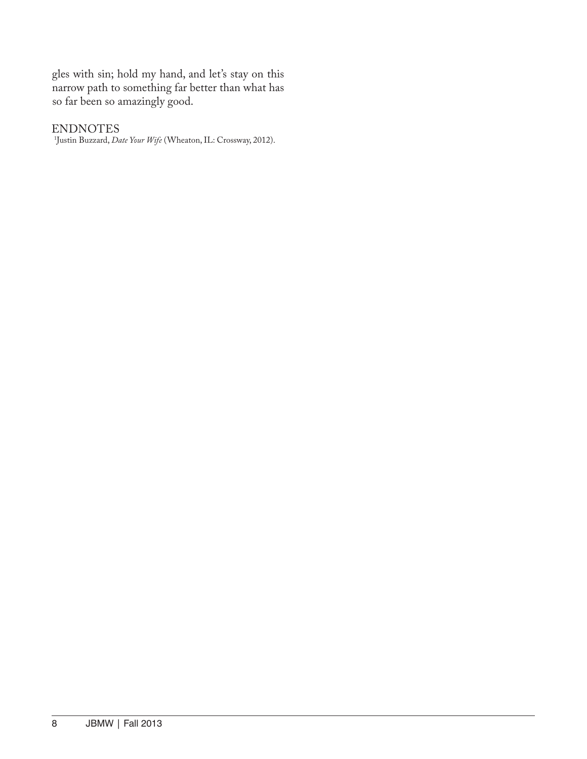gles with sin; hold my hand, and let's stay on this narrow path to something far better than what has so far been so amazingly good.

## ENDNOTES

[1]Justin Buzzard, *Date Your Wife* (Wheaton, IL: Crossway, 2012).